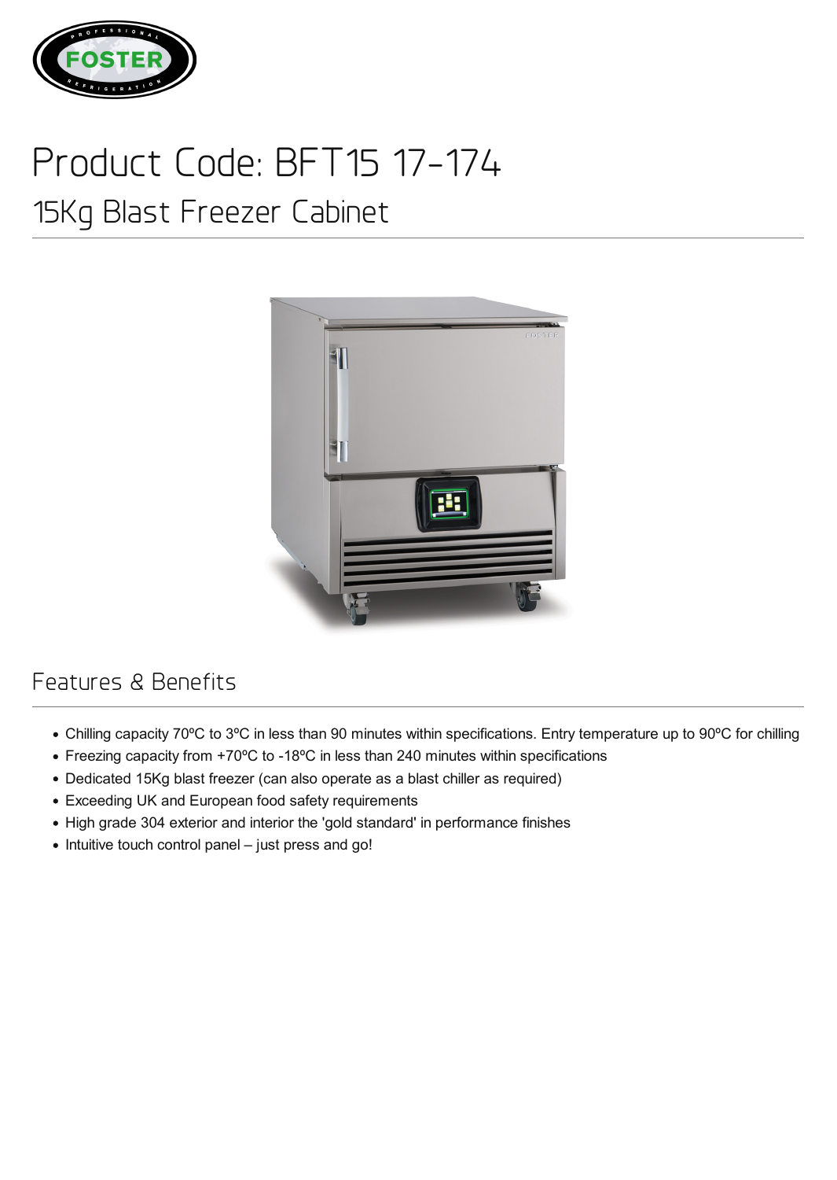# Product Code: BFT15 17-174

## 15Kg Blast Freezer Cabinet

## Features & Benefits

- Chilling capacity 70ºC to 3ºC in less than 90 minutes within specifications. Entry temperature up to 90ºC for chilling
- Freezing capacity from +70ºC to -18ºC in less than 240 minutes within specifications
- Dedicated 15Kg blast freezer (can also operate as a blast chiller as required)
- Exceeding UK and European food safety requirements
- High grade 304 exterior and interior the 'gold standard' in performance finishes
- Intuitive touch control panel – just press and go!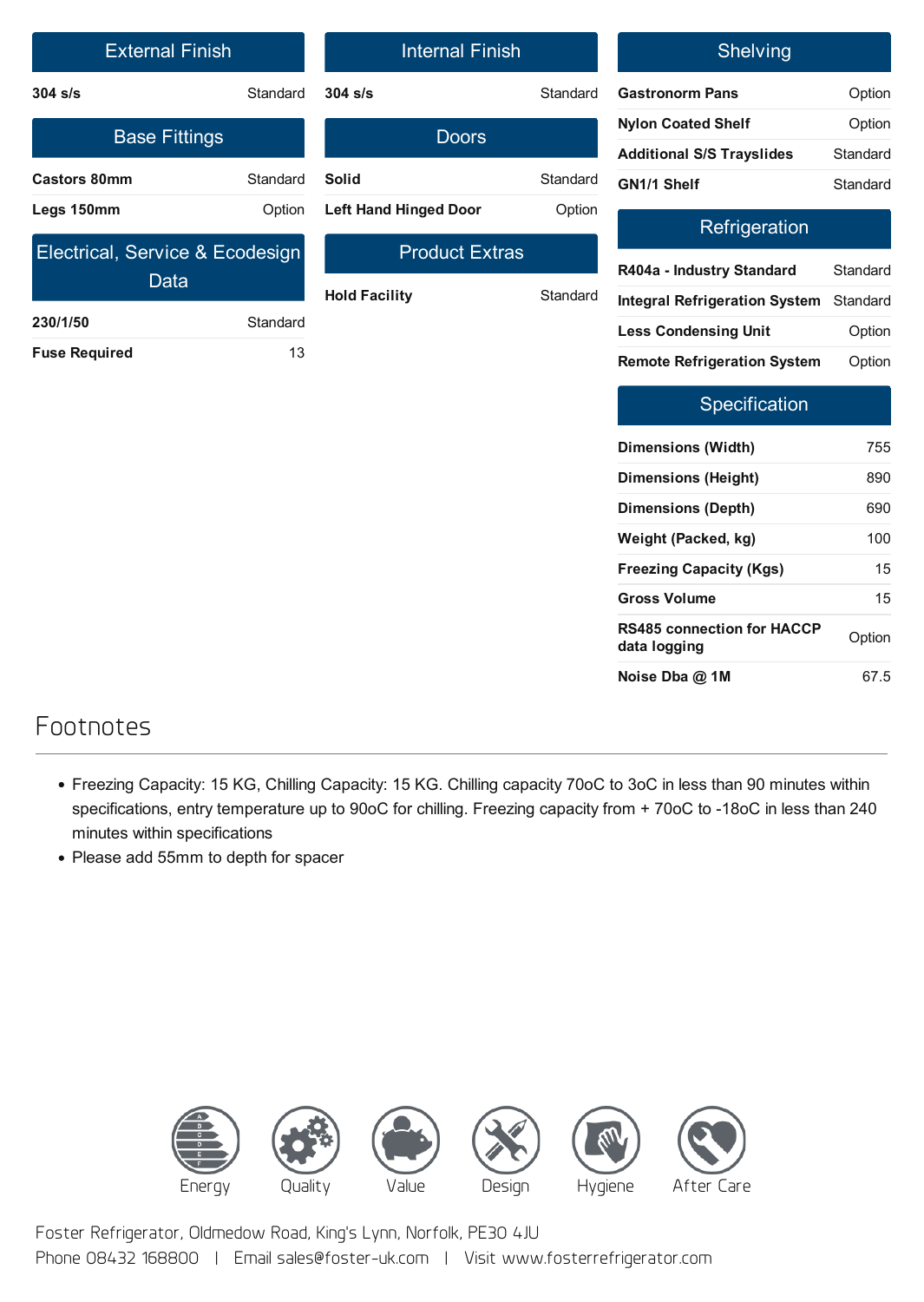## External Finish

| | |
|---|---|
| 304 s/s | Standard |

## Base Fittings

| | |
|---|---|
| Castors 80mm | Standard |
| Legs 150mm | Option |

## Electrical, Service & Ecodesign Data

| | |
|---|---|
| 230/1/50 | Standard |
| Fuse Required | 13 |

## Internal Finish

| | |
|---|---|
| 304 s/s | Standard |

## Doors

| | |
|---|---|
| Solid | Standard |
| Left Hand Hinged Door | Option |

## Product Extras

| | |
|---|---|
| Hold Facility | Standard |

## Shelving

| | |
|---|---|
| Gastronorm Pans | Option |
| Nylon Coated Shelf | Option |
| Additional S/S Trayslides | Standard |
| GN1/1 Shelf | Standard |

## Refrigeration

| | |
|---|---|
| R404a - Industry Standard | Standard |
| Integral Refrigeration System | Standard |
| Less Condensing Unit | Option |
| Remote Refrigeration System | Option |

## Specification

| | |
|---|---|
| Dimensions (Width) | 755 |
| Dimensions (Height) | 890 |
| Dimensions (Depth) | 690 |
| Weight (Packed, kg) | 100 |
| Freezing Capacity (Kgs) | 15 |
| Gross Volume | 15 |
| RS485 connection for HACCP data logging | Option |
| Noise Dba @ 1M | 67.5 |

# Footnotes

- Freezing Capacity: 15 KG, Chilling Capacity: 15 KG. Chilling capacity 70oC to 3oC in less than 90 minutes within specifications, entry temperature up to 90oC for chilling. Freezing capacity from + 70oC to -18oC in less than 240 minutes within specifications
- Please add 55mm to depth for spacer

Energy Quality Value Design Hygiene After Care

Foster Refrigerator, Oldmedow Road, King's Lynn, Norfolk, PE30 4JU
Phone 08432 168800 | Email sales@foster-uk.com | Visit www.fosterrefrigerator.com